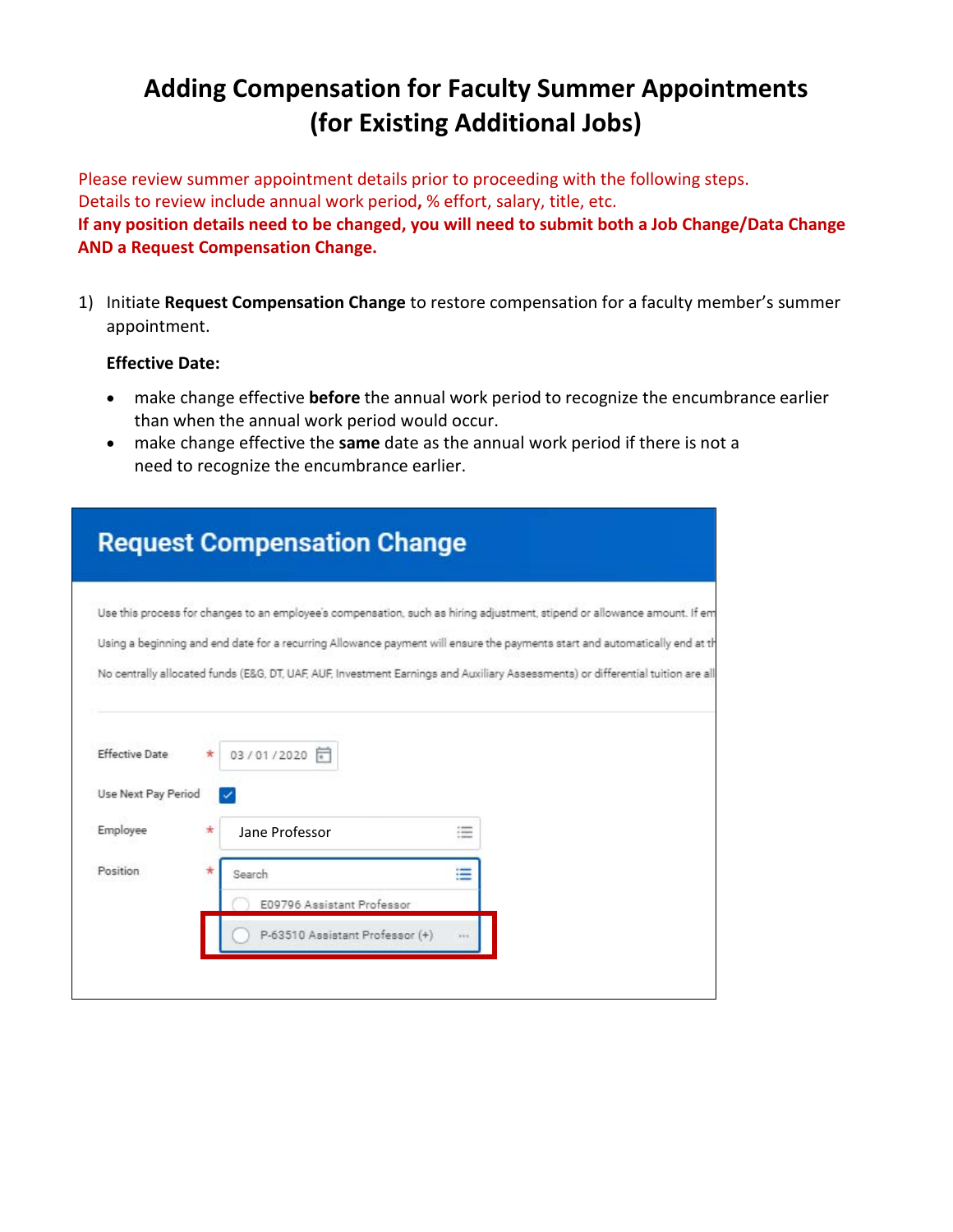# Adding Compensation for Faculty Summer Appointments (for Existing Additional Jobs)

Please review summer appointment details prior to proceeding with the following steps.
Details to review include annual work period**,** % effort, salary, title, etc.
**If any position details need to be changed, you will need to submit both a Job Change/Data Change AND a Request Compensation Change.**

1) Initiate **Request Compensation Change** to restore compensation for a faculty member's summer appointment.

   **Effective Date:**

   - make change effective **before** the annual work period to recognize the encumbrance earlier than when the annual work period would occur.
   - make change effective the **same** date as the annual work period if there is not a need to recognize the encumbrance earlier.

**Request Compensation Change**

Use this process for changes to an employee's compensation, such as hiring adjustment, stipend or allowance amount. If em

Using a beginning and end date for a recurring Allowance payment will ensure the payments start and automatically end at th

No centrally allocated funds (E&G, DT, UAF, AUF, Investment Earnings and Auxiliary Assessments) or differential tuition are all

Effective Date * 03 / 01 / 2020

Use Next Pay Period ☑

Employee * Jane Professor

Position * Search

- E09796 Assistant Professor
- P-63510 Assistant Professor (+)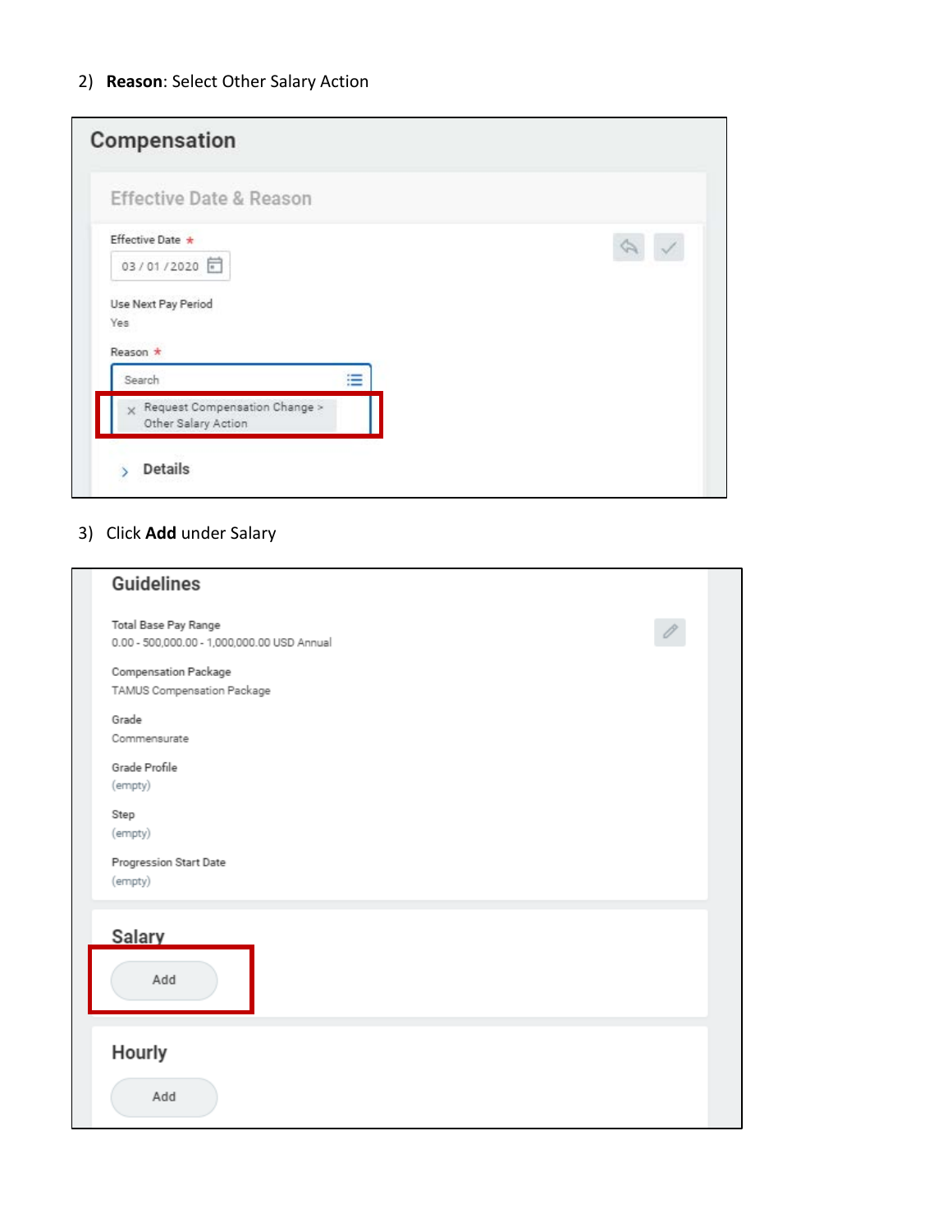2) **Reason**: Select Other Salary Action

## Compensation

### Effective Date & Reason

Effective Date *

03 / 01 / 2020

Use Next Pay Period

Yes

Reason *

Search

× Request Compensation Change > Other Salary Action

Details

3) Click **Add** under Salary

### Guidelines

Total Base Pay Range

0.00 - 500,000.00 - 1,000,000.00 USD Annual

Compensation Package

TAMUS Compensation Package

Grade

Commensurate

Grade Profile

(empty)

Step

(empty)

Progression Start Date

(empty)

### Salary

Add

### Hourly

Add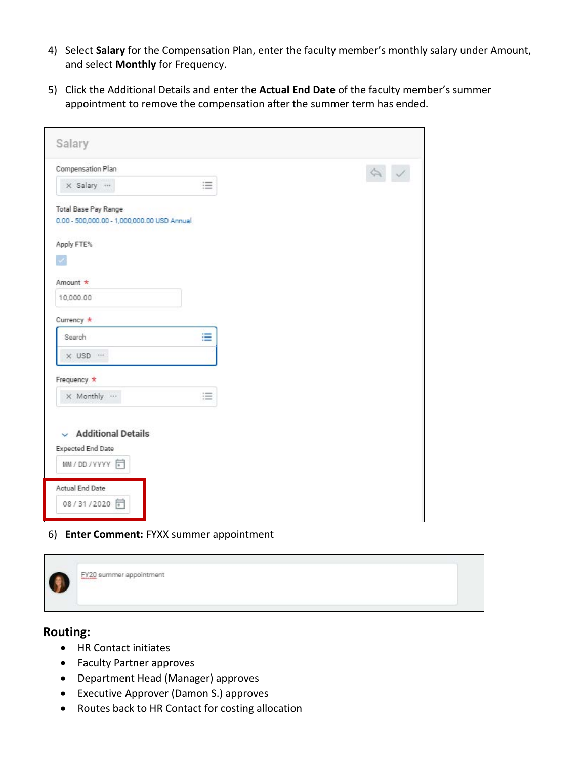4) Select **Salary** for the Compensation Plan, enter the faculty member's monthly salary under Amount, and select **Monthly** for Frequency.

5) Click the Additional Details and enter the **Actual End Date** of the faculty member's summer appointment to remove the compensation after the summer term has ended.

Salary

Compensation Plan

Salary

Total Base Pay Range

0.00 - 500,000.00 - 1,000,000.00 USD Annual

Apply FTE%

Amount *

10,000.00

Currency *

Search

USD

Frequency *

Monthly

Additional Details

Expected End Date

MM / DD / YYYY

Actual End Date

08 / 31 / 2020

6) **Enter Comment:** FYXX summer appointment

FY20 summer appointment

## Routing:

- HR Contact initiates
- Faculty Partner approves
- Department Head (Manager) approves
- Executive Approver (Damon S.) approves
- Routes back to HR Contact for costing allocation